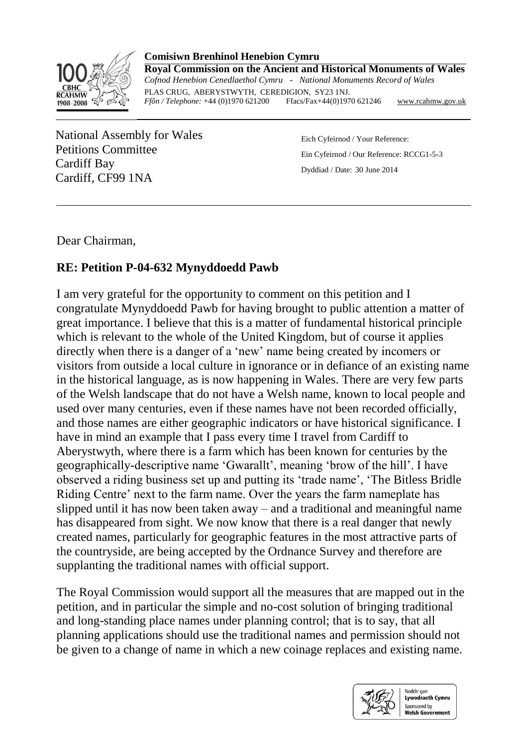**Comisiwn Brenhinol Henebion Cymru**

**Royal Commission on the Ancient and Historical Monuments of Wales**

*Cofnod Henebion Cenedlaethol Cymru - National Monuments Record of Wales*

PLAS CRUG, ABERYSTWYTH, CEREDIGION, SY23 1NJ.

*Ffôn / Telephone:* +44 (0)1970 621200 Ffacs/Fax+44(0)1970 621246 www.rcahmw.gov.uk

National Assembly for Wales
Petitions Committee
Cardiff Bay
Cardiff, CF99 1NA

Eich Cyfeirnod / Your Reference:
Ein Cyfeirnod / Our Reference: RCCG1-5-3
Dyddiad / Date: 30 June 2014

Dear Chairman,

**RE: Petition P-04-632 Mynyddoedd Pawb**

I am very grateful for the opportunity to comment on this petition and I congratulate Mynyddoedd Pawb for having brought to public attention a matter of great importance. I believe that this is a matter of fundamental historical principle which is relevant to the whole of the United Kingdom, but of course it applies directly when there is a danger of a 'new' name being created by incomers or visitors from outside a local culture in ignorance or in defiance of an existing name in the historical language, as is now happening in Wales. There are very few parts of the Welsh landscape that do not have a Welsh name, known to local people and used over many centuries, even if these names have not been recorded officially, and those names are either geographic indicators or have historical significance. I have in mind an example that I pass every time I travel from Cardiff to Aberystwyth, where there is a farm which has been known for centuries by the geographically-descriptive name 'Gwarallt', meaning 'brow of the hill'. I have observed a riding business set up and putting its 'trade name', 'The Bitless Bridle Riding Centre' next to the farm name. Over the years the farm nameplate has slipped until it has now been taken away – and a traditional and meaningful name has disappeared from sight. We now know that there is a real danger that newly created names, particularly for geographic features in the most attractive parts of the countryside, are being accepted by the Ordnance Survey and therefore are supplanting the traditional names with official support.

The Royal Commission would support all the measures that are mapped out in the petition, and in particular the simple and no-cost solution of bringing traditional and long-standing place names under planning control; that is to say, that all planning applications should use the traditional names and permission should not be given to a change of name in which a new coinage replaces and existing name.

Noddir gan **Lywodraeth Cymru**
Sponsored by **Welsh Government**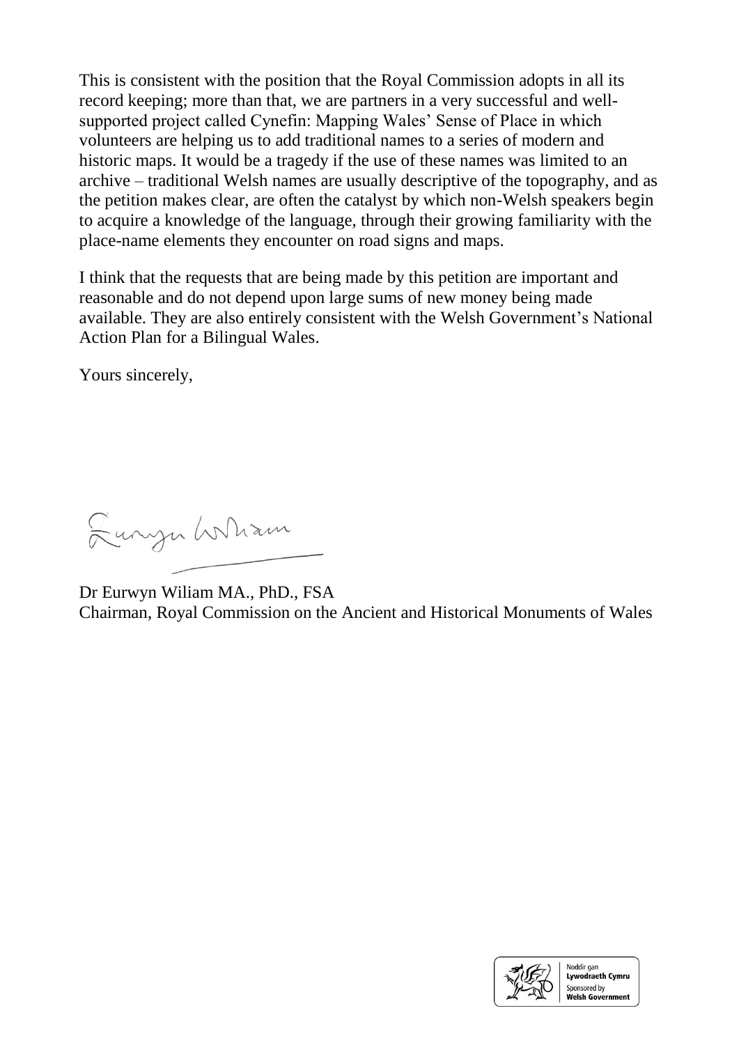This is consistent with the position that the Royal Commission adopts in all its record keeping; more than that, we are partners in a very successful and well-supported project called Cynefin: Mapping Wales' Sense of Place in which volunteers are helping us to add traditional names to a series of modern and historic maps. It would be a tragedy if the use of these names was limited to an archive – traditional Welsh names are usually descriptive of the topography, and as the petition makes clear, are often the catalyst by which non-Welsh speakers begin to acquire a knowledge of the language, through their growing familiarity with the place-name elements they encounter on road signs and maps.

I think that the requests that are being made by this petition are important and reasonable and do not depend upon large sums of new money being made available. They are also entirely consistent with the Welsh Government's National Action Plan for a Bilingual Wales.

Yours sincerely,

Dr Eurwyn Wiliam MA., PhD., FSA
Chairman, Royal Commission on the Ancient and Historical Monuments of Wales

Noddir gan
**Lywodraeth Cymru**
Sponsored by
**Welsh Government**